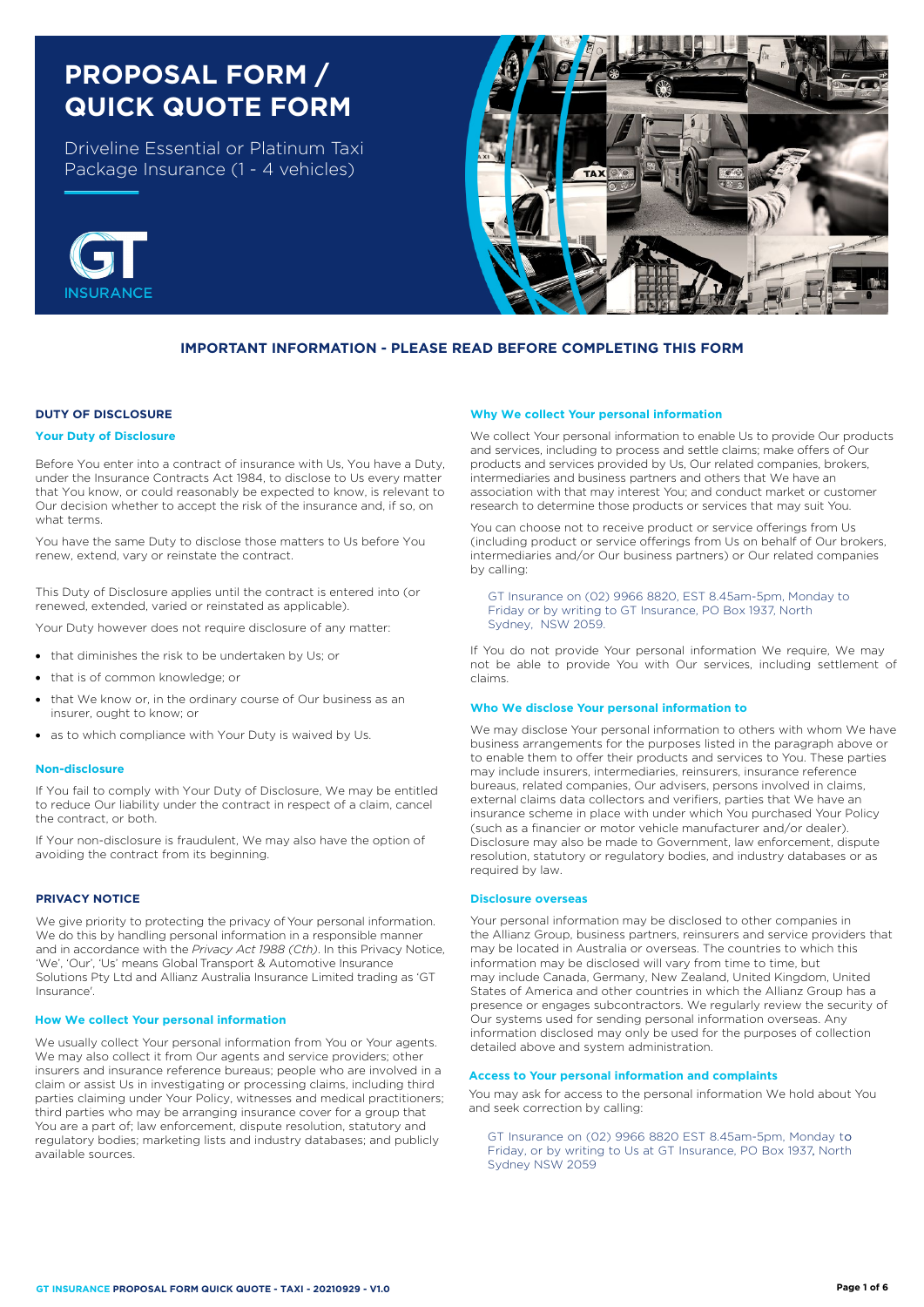# PROPOSAL FORM / QUICK QUOTE FORM

Driveline Essential or Platinum Taxi Package Insurance (1 - 4 vehicles)

GT INSURANCE

## IMPORTANT INFORMATION - PLEASE READ BEFORE COMPLETING THIS FORM

### DUTY OF DISCLOSURE

#### Your Duty of Disclosure

Before You enter into a contract of insurance with Us, You have a Duty, under the Insurance Contracts Act 1984, to disclose to Us every matter that You know, or could reasonably be expected to know, is relevant to Our decision whether to accept the risk of the insurance and, if so, on what terms.

You have the same Duty to disclose those matters to Us before You renew, extend, vary or reinstate the contract.

This Duty of Disclosure applies until the contract is entered into (or renewed, extended, varied or reinstated as applicable).

Your Duty however does not require disclosure of any matter:

- that diminishes the risk to be undertaken by Us; or
- that is of common knowledge; or
- that We know or, in the ordinary course of Our business as an insurer, ought to know; or
- as to which compliance with Your Duty is waived by Us.

#### Non-disclosure

If You fail to comply with Your Duty of Disclosure, We may be entitled to reduce Our liability under the contract in respect of a claim, cancel the contract, or both.

If Your non-disclosure is fraudulent, We may also have the option of avoiding the contract from its beginning.

### PRIVACY NOTICE

We give priority to protecting the privacy of Your personal information. We do this by handling personal information in a responsible manner and in accordance with the *Privacy Act 1988 (Cth)*. In this Privacy Notice, 'We', 'Our', 'Us' means Global Transport & Automotive Insurance Solutions Pty Ltd and Allianz Australia Insurance Limited trading as 'GT Insurance'.

#### How We collect Your personal information

We usually collect Your personal information from You or Your agents. We may also collect it from Our agents and service providers; other insurers and insurance reference bureaus; people who are involved in a claim or assist Us in investigating or processing claims, including third parties claiming under Your Policy, witnesses and medical practitioners; third parties who may be arranging insurance cover for a group that You are a part of; law enforcement, dispute resolution, statutory and regulatory bodies; marketing lists and industry databases; and publicly available sources.

#### Why We collect Your personal information

We collect Your personal information to enable Us to provide Our products and services, including to process and settle claims; make offers of Our products and services provided by Us, Our related companies, brokers, intermediaries and business partners and others that We have an association with that may interest You; and conduct market or customer research to determine those products or services that may suit You.

You can choose not to receive product or service offerings from Us (including product or service offerings from Us on behalf of Our brokers, intermediaries and/or Our business partners) or Our related companies by calling:

GT Insurance on (02) 9966 8820, EST 8.45am-5pm, Monday to Friday or by writing to GT Insurance, PO Box 1937, North Sydney, NSW 2059.

If You do not provide Your personal information We require, We may not be able to provide You with Our services, including settlement of claims.

#### Who We disclose Your personal information to

We may disclose Your personal information to others with whom We have business arrangements for the purposes listed in the paragraph above or to enable them to offer their products and services to You. These parties may include insurers, intermediaries, reinsurers, insurance reference bureaus, related companies, Our advisers, persons involved in claims, external claims data collectors and verifiers, parties that We have an insurance scheme in place with under which You purchased Your Policy (such as a financier or motor vehicle manufacturer and/or dealer). Disclosure may also be made to Government, law enforcement, dispute resolution, statutory or regulatory bodies, and industry databases or as required by law.

#### Disclosure overseas

Your personal information may be disclosed to other companies in the Allianz Group, business partners, reinsurers and service providers that may be located in Australia or overseas. The countries to which this information may be disclosed will vary from time to time, but may include Canada, Germany, New Zealand, United Kingdom, United States of America and other countries in which the Allianz Group has a presence or engages subcontractors. We regularly review the security of Our systems used for sending personal information overseas. Any information disclosed may only be used for the purposes of collection detailed above and system administration.

#### Access to Your personal information and complaints

You may ask for access to the personal information We hold about You and seek correction by calling:

GT Insurance on (02) 9966 8820 EST 8.45am-5pm, Monday to Friday, or by writing to Us at GT Insurance, PO Box 1937, North Sydney NSW 2059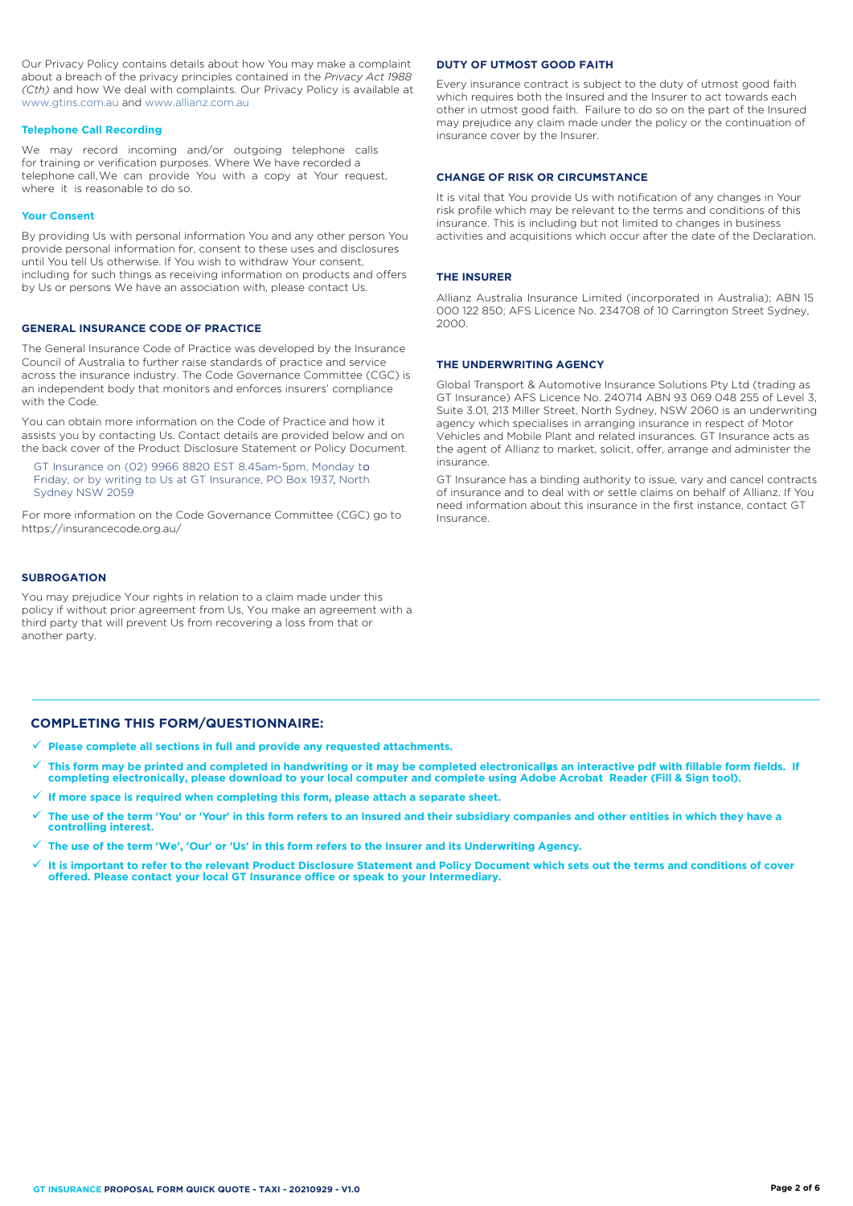Our Privacy Policy contains details about how You may make a complaint about a breach of the privacy principles contained in the *Privacy Act 1988 (Cth)* and how We deal with complaints. Our Privacy Policy is available at www.gtins.com.au and www.allianz.com.au

### Telephone Call Recording

We may record incoming and/or outgoing telephone calls for training or verification purposes. Where We have recorded a telephone call, We can provide You with a copy at Your request, where it is reasonable to do so.

### Your Consent

By providing Us with personal information You and any other person You provide personal information for, consent to these uses and disclosures until You tell Us otherwise. If You wish to withdraw Your consent, including for such things as receiving information on products and offers by Us or persons We have an association with, please contact Us.

## GENERAL INSURANCE CODE OF PRACTICE

The General Insurance Code of Practice was developed by the Insurance Council of Australia to further raise standards of practice and service across the insurance industry. The Code Governance Committee (CGC) is an independent body that monitors and enforces insurers' compliance with the Code.

You can obtain more information on the Code of Practice and how it assists you by contacting Us. Contact details are provided below and on the back cover of the Product Disclosure Statement or Policy Document.

GT Insurance on (02) 9966 8820 EST 8.45am-5pm, Monday to Friday, or by writing to Us at GT Insurance, PO Box 1937, North Sydney NSW 2059

For more information on the Code Governance Committee (CGC) go to https://insurancecode.org.au/

## SUBROGATION

You may prejudice Your rights in relation to a claim made under this policy if without prior agreement from Us, You make an agreement with a third party that will prevent Us from recovering a loss from that or another party.

## DUTY OF UTMOST GOOD FAITH

Every insurance contract is subject to the duty of utmost good faith which requires both the Insured and the Insurer to act towards each other in utmost good faith. Failure to do so on the part of the Insured may prejudice any claim made under the policy or the continuation of insurance cover by the Insurer.

## CHANGE OF RISK OR CIRCUMSTANCE

It is vital that You provide Us with notification of any changes in Your risk profile which may be relevant to the terms and conditions of this insurance. This is including but not limited to changes in business activities and acquisitions which occur after the date of the Declaration.

## THE INSURER

Allianz Australia Insurance Limited (incorporated in Australia); ABN 15 000 122 850; AFS Licence No. 234708 of 10 Carrington Street Sydney, 2000.

## THE UNDERWRITING AGENCY

Global Transport & Automotive Insurance Solutions Pty Ltd (trading as GT Insurance) AFS Licence No. 240714 ABN 93 069 048 255 of Level 3, Suite 3.01, 213 Miller Street, North Sydney, NSW 2060 is an underwriting agency which specialises in arranging insurance in respect of Motor Vehicles and Mobile Plant and related insurances. GT Insurance acts as the agent of Allianz to market, solicit, offer, arrange and administer the insurance.

GT Insurance has a binding authority to issue, vary and cancel contracts of insurance and to deal with or settle claims on behalf of Allianz. If You need information about this insurance in the first instance, contact GT Insurance.

## COMPLETING THIS FORM/QUESTIONNAIRE:

- ✓ **Please complete all sections in full and provide any requested attachments.**
- ✓ **This form may be printed and completed in handwriting or it may be completed electronically as an interactive pdf with fillable form fields. If completing electronically, please download to your local computer and complete using Adobe Acrobat Reader (Fill & Sign tool).**
- ✓ **If more space is required when completing this form, please attach a separate sheet.**
- ✓ **The use of the term 'You' or 'Your' in this form refers to an Insured and their subsidiary companies and other entities in which they have a controlling interest.**
- ✓ **The use of the term 'We', 'Our' or 'Us' in this form refers to the Insurer and its Underwriting Agency.**
- ✓ **It is important to refer to the relevant Product Disclosure Statement and Policy Document which sets out the terms and conditions of cover offered. Please contact your local GT Insurance office or speak to your Intermediary.**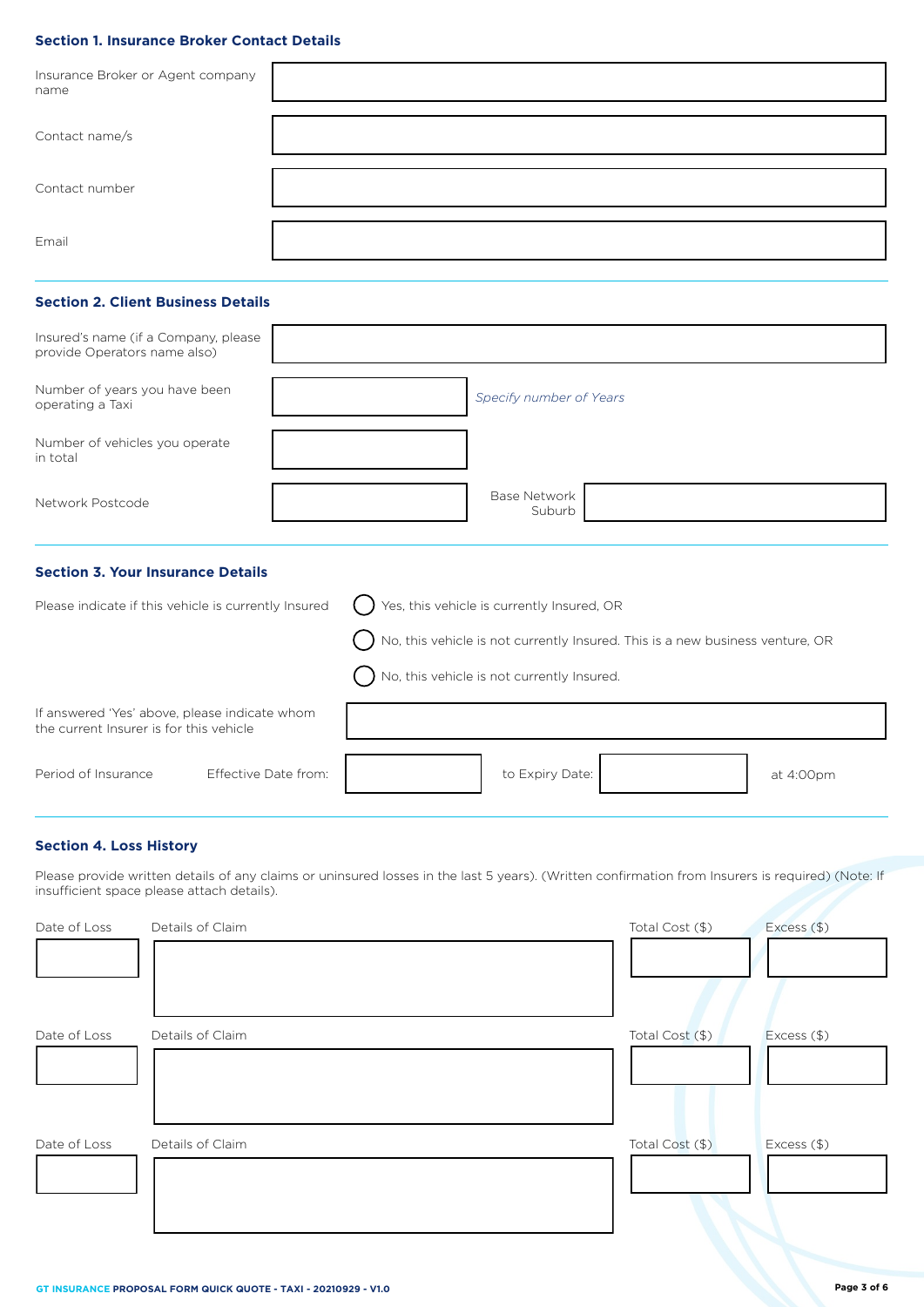### Section 1. Insurance Broker Contact Details

| | |
|---|---|
| Insurance Broker or Agent company name | |
| Contact name/s | |
| Contact number | |
| Email | |

### Section 2. Client Business Details

| | | | |
|---|---|---|---|
| Insured's name (if a Company, please provide Operators name also) | | | |
| Number of years you have been operating a Taxi | | *Specify number of Years* | |
| Number of vehicles you operate in total | | | |
| Network Postcode | | Base Network Suburb | |

### Section 3. Your Insurance Details

Please indicate if this vehicle is currently Insured

- ◯ Yes, this vehicle is currently Insured, OR
- ◯ No, this vehicle is not currently Insured. This is a new business venture, OR
- ◯ No, this vehicle is not currently Insured.

| | | | | |
|---|---|---|---|---|
| If answered 'Yes' above, please indicate whom the current Insurer is for this vehicle | | | | |
| Period of Insurance &nbsp;&nbsp; Effective Date from: | | to Expiry Date: | | at 4:00pm |

### Section 4. Loss History

Please provide written details of any claims or uninsured losses in the last 5 years). (Written confirmation from Insurers is required) (Note: If insufficient space please attach details).

| Date of Loss | Details of Claim | Total Cost ($) | Excess ($) |
|---|---|---|---|
| | | | |
| | | | |
| | | | |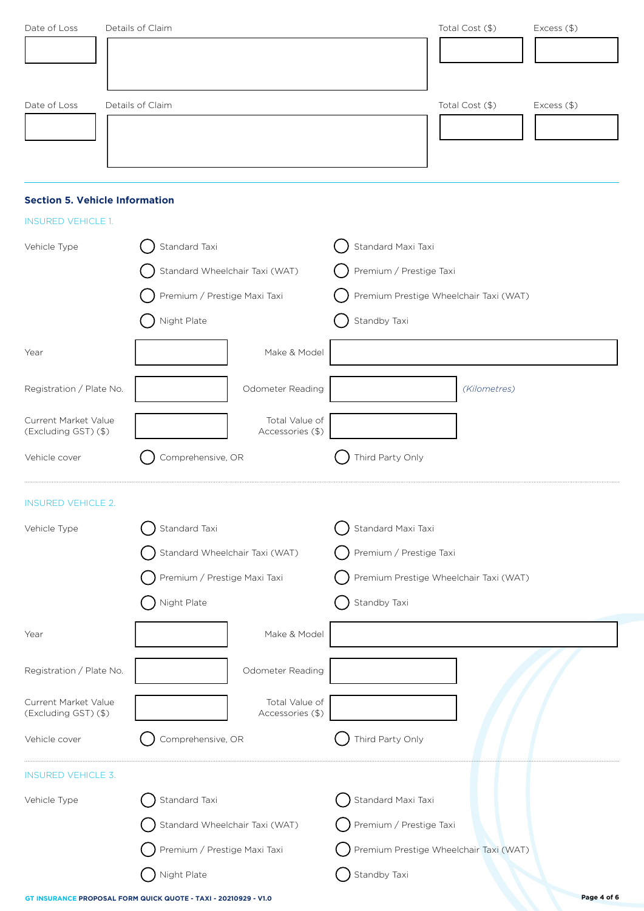| Date of Loss | Details of Claim | Total Cost ($) | Excess ($) |
|---|---|---|---|
| | | | |
| | | | |

## Section 5. Vehicle Information

### INSURED VEHICLE 1.

Vehicle Type

- ◯ Standard Taxi
- ◯ Standard Maxi Taxi
- ◯ Standard Wheelchair Taxi (WAT)
- ◯ Premium / Prestige Taxi
- ◯ Premium / Prestige Maxi Taxi
- ◯ Premium Prestige Wheelchair Taxi (WAT)
- ◯ Night Plate
- ◯ Standby Taxi

| | | | |
|---|---|---|---|
| Year | | Make & Model | |
| Registration / Plate No. | | Odometer Reading | *(Kilometres)* |
| Current Market Value (Excluding GST) ($) | | Total Value of Accessories ($) | |

Vehicle cover ◯ Comprehensive, OR ◯ Third Party Only

### INSURED VEHICLE 2.

Vehicle Type

- ◯ Standard Taxi
- ◯ Standard Maxi Taxi
- ◯ Standard Wheelchair Taxi (WAT)
- ◯ Premium / Prestige Taxi
- ◯ Premium / Prestige Maxi Taxi
- ◯ Premium Prestige Wheelchair Taxi (WAT)
- ◯ Night Plate
- ◯ Standby Taxi

| | | | |
|---|---|---|---|
| Year | | Make & Model | |
| Registration / Plate No. | | Odometer Reading | |
| Current Market Value (Excluding GST) ($) | | Total Value of Accessories ($) | |

Vehicle cover ◯ Comprehensive, OR ◯ Third Party Only

### INSURED VEHICLE 3.

Vehicle Type

- ◯ Standard Taxi
- ◯ Standard Maxi Taxi
- ◯ Standard Wheelchair Taxi (WAT)
- ◯ Premium / Prestige Taxi
- ◯ Premium / Prestige Maxi Taxi
- ◯ Premium Prestige Wheelchair Taxi (WAT)
- ◯ Night Plate
- ◯ Standby Taxi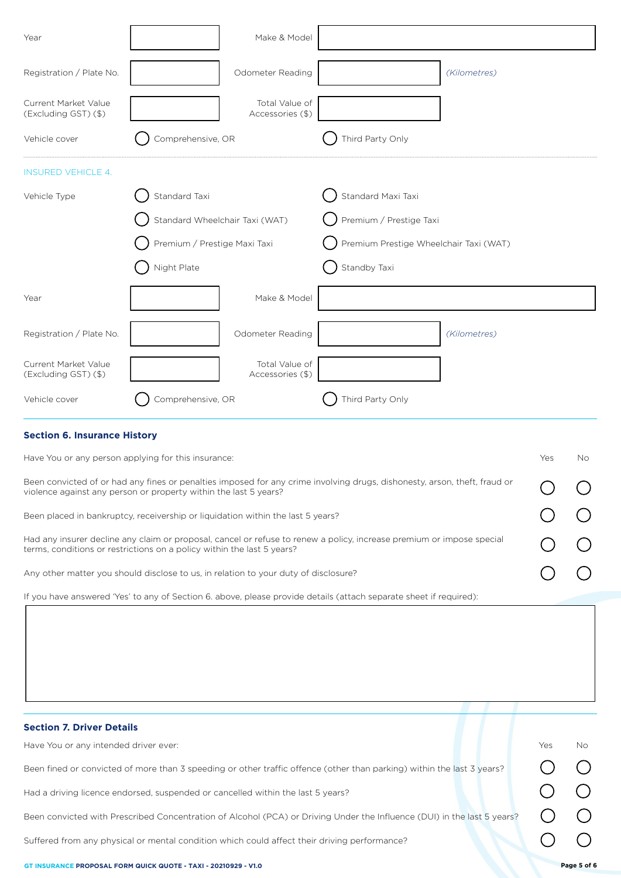| | | | |
|---|---|---|---|
| Year | | Make & Model | |
| Registration / Plate No. | | Odometer Reading | *(Kilometres)* |
| Current Market Value (Excluding GST) ($) | | Total Value of Accessories ($) | |
| Vehicle cover | ◯ Comprehensive, OR | | ◯ Third Party Only |

INSURED VEHICLE 4.

| | | |
|---|---|---|
| Vehicle Type | ◯ Standard Taxi | ◯ Standard Maxi Taxi |
| | ◯ Standard Wheelchair Taxi (WAT) | ◯ Premium / Prestige Taxi |
| | ◯ Premium / Prestige Maxi Taxi | ◯ Premium Prestige Wheelchair Taxi (WAT) |
| | ◯ Night Plate | ◯ Standby Taxi |

| | | | |
|---|---|---|---|
| Year | | Make & Model | |
| Registration / Plate No. | | Odometer Reading | *(Kilometres)* |
| Current Market Value (Excluding GST) ($) | | Total Value of Accessories ($) | |
| Vehicle cover | ◯ Comprehensive, OR | | ◯ Third Party Only |

## Section 6. Insurance History

| Have You or any person applying for this insurance: | Yes | No |
|---|---|---|
| Been convicted of or had any fines or penalties imposed for any crime involving drugs, dishonesty, arson, theft, fraud or violence against any person or property within the last 5 years? | ◯ | ◯ |
| Been placed in bankruptcy, receivership or liquidation within the last 5 years? | ◯ | ◯ |
| Had any insurer decline any claim or proposal, cancel or refuse to renew a policy, increase premium or impose special terms, conditions or restrictions on a policy within the last 5 years? | ◯ | ◯ |
| Any other matter you should disclose to us, in relation to your duty of disclosure? | ◯ | ◯ |

If you have answered 'Yes' to any of Section 6. above, please provide details (attach separate sheet if required):

## Section 7. Driver Details

| Have You or any intended driver ever: | Yes | No |
|---|---|---|
| Been fined or convicted of more than 3 speeding or other traffic offence (other than parking) within the last 3 years? | ◯ | ◯ |
| Had a driving licence endorsed, suspended or cancelled within the last 5 years? | ◯ | ◯ |
| Been convicted with Prescribed Concentration of Alcohol (PCA) or Driving Under the Influence (DUI) in the last 5 years? | ◯ | ◯ |
| Suffered from any physical or mental condition which could affect their driving performance? | ◯ | ◯ |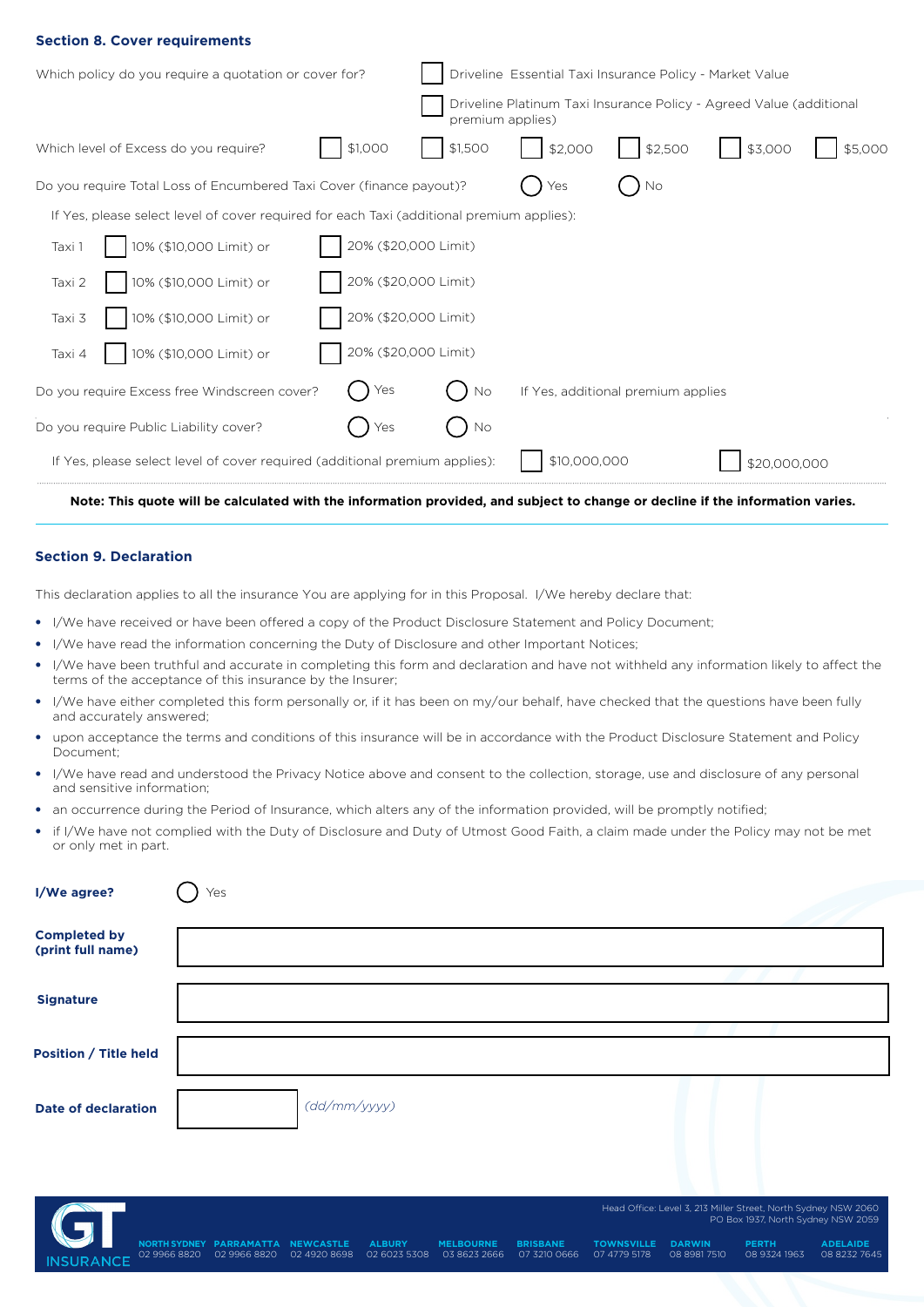### Section 8. Cover requirements

Which policy do you require a quotation or cover for?

- ☐ Driveline Essential Taxi Insurance Policy - Market Value
- ☐ Driveline Platinum Taxi Insurance Policy - Agreed Value (additional premium applies)

Which level of Excess do you require? ☐ $1,000 ☐ $1,500 ☐ $2,000 ☐ $2,500 ☐ $3,000 ☐ $5,000

Do you require Total Loss of Encumbered Taxi Cover (finance payout)? ◯ Yes ◯ No

If Yes, please select level of cover required for each Taxi (additional premium applies):

| | | |
|---|---|---|
| Taxi 1 | ☐ 10% ($10,000 Limit) or | ☐ 20% ($20,000 Limit) |
| Taxi 2 | ☐ 10% ($10,000 Limit) or | ☐ 20% ($20,000 Limit) |
| Taxi 3 | ☐ 10% ($10,000 Limit) or | ☐ 20% ($20,000 Limit) |
| Taxi 4 | ☐ 10% ($10,000 Limit) or | ☐ 20% ($20,000 Limit) |

Do you require Excess free Windscreen cover? ◯ Yes ◯ No If Yes, additional premium applies

Do you require Public Liability cover? ◯ Yes ◯ No

If Yes, please select level of cover required (additional premium applies): ☐ $10,000,000 ☐ $20,000,000

**Note: This quote will be calculated with the information provided, and subject to change or decline if the information varies.**

### Section 9. Declaration

This declaration applies to all the insurance You are applying for in this Proposal. I/We hereby declare that:

- I/We have received or have been offered a copy of the Product Disclosure Statement and Policy Document;
- I/We have read the information concerning the Duty of Disclosure and other Important Notices;
- I/We have been truthful and accurate in completing this form and declaration and have not withheld any information likely to affect the terms of the acceptance of this insurance by the Insurer;
- I/We have either completed this form personally or, if it has been on my/our behalf, have checked that the questions have been fully and accurately answered;
- upon acceptance the terms and conditions of this insurance will be in accordance with the Product Disclosure Statement and Policy Document;
- I/We have read and understood the Privacy Notice above and consent to the collection, storage, use and disclosure of any personal and sensitive information;
- an occurrence during the Period of Insurance, which alters any of the information provided, will be promptly notified;
- if I/We have not complied with the Duty of Disclosure and Duty of Utmost Good Faith, a claim made under the Policy may not be met or only met in part.

**I/We agree?** ◯ Yes

**Completed by (print full name)** ____________________

**Signature** ____________________

**Position / Title held** ____________________

**Date of declaration** ________ *(dd/mm/yyyy)*

GT INSURANCE

Head Office: Level 3, 213 Miller Street, North Sydney NSW 2060
PO Box 1937, North Sydney NSW 2059

| NORTH SYDNEY | PARRAMATTA | NEWCASTLE | ALBURY | MELBOURNE | BRISBANE | TOWNSVILLE | DARWIN | PERTH | ADELAIDE |
|---|---|---|---|---|---|---|---|---|---|
| 02 9966 8820 | 02 9966 8820 | 02 4920 8698 | 02 6023 5308 | 03 8623 2666 | 07 3210 0666 | 07 4779 5178 | 08 8981 7510 | 08 9324 1963 | 08 8232 7645 |